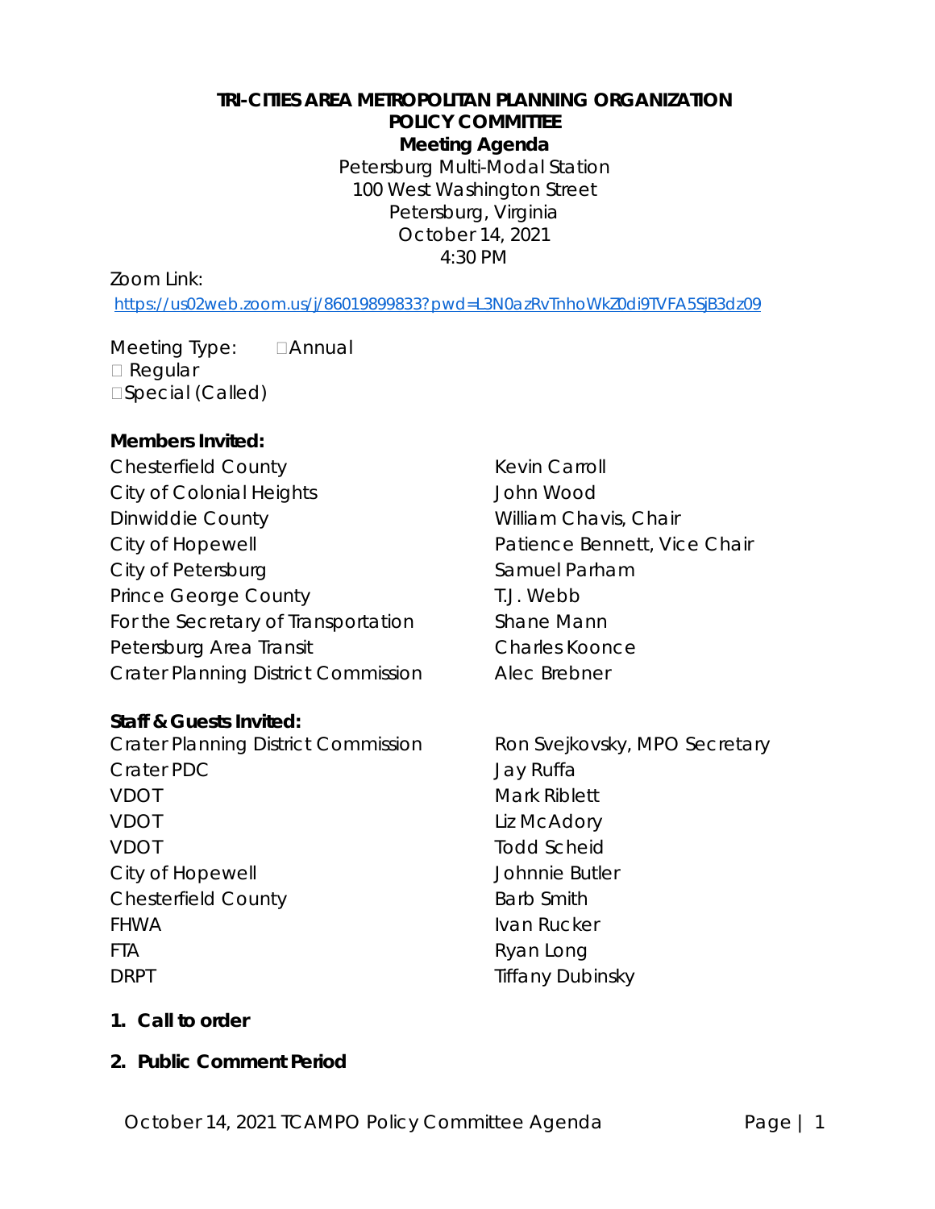**TRI-CITIES AREA METROPOLITAN PLANNING ORGANIZATION**
**POLICY COMMITTEE**
**Meeting Agenda**
Petersburg Multi-Modal Station
100 West Washington Street
Petersburg, Virginia
October 14, 2021
4:30 PM

Zoom Link:
https://us02web.zoom.us/j/86019899833?pwd=L3N0azRvTnhoWkZ0di9TVFA5SjB3dz09

Meeting Type: ☐Annual
☐ Regular
☐Special (Called)

**Members Invited:**

| | |
|---|---|
| Chesterfield County | Kevin Carroll |
| City of Colonial Heights | John Wood |
| Dinwiddie County | William Chavis, Chair |
| City of Hopewell | Patience Bennett, Vice Chair |
| City of Petersburg | Samuel Parham |
| Prince George County | T.J. Webb |
| For the Secretary of Transportation | Shane Mann |
| Petersburg Area Transit | Charles Koonce |
| Crater Planning District Commission | Alec Brebner |

**Staff & Guests Invited:**

| | |
|---|---|
| Crater Planning District Commission | Ron Svejkovsky, MPO Secretary |
| Crater PDC | Jay Ruffa |
| VDOT | Mark Riblett |
| VDOT | Liz McAdory |
| VDOT | Todd Scheid |
| City of Hopewell | Johnnie Butler |
| Chesterfield County | Barb Smith |
| FHWA | Ivan Rucker |
| FTA | Ryan Long |
| DRPT | Tiffany Dubinsky |

1. **Call to order**
2. **Public Comment Period**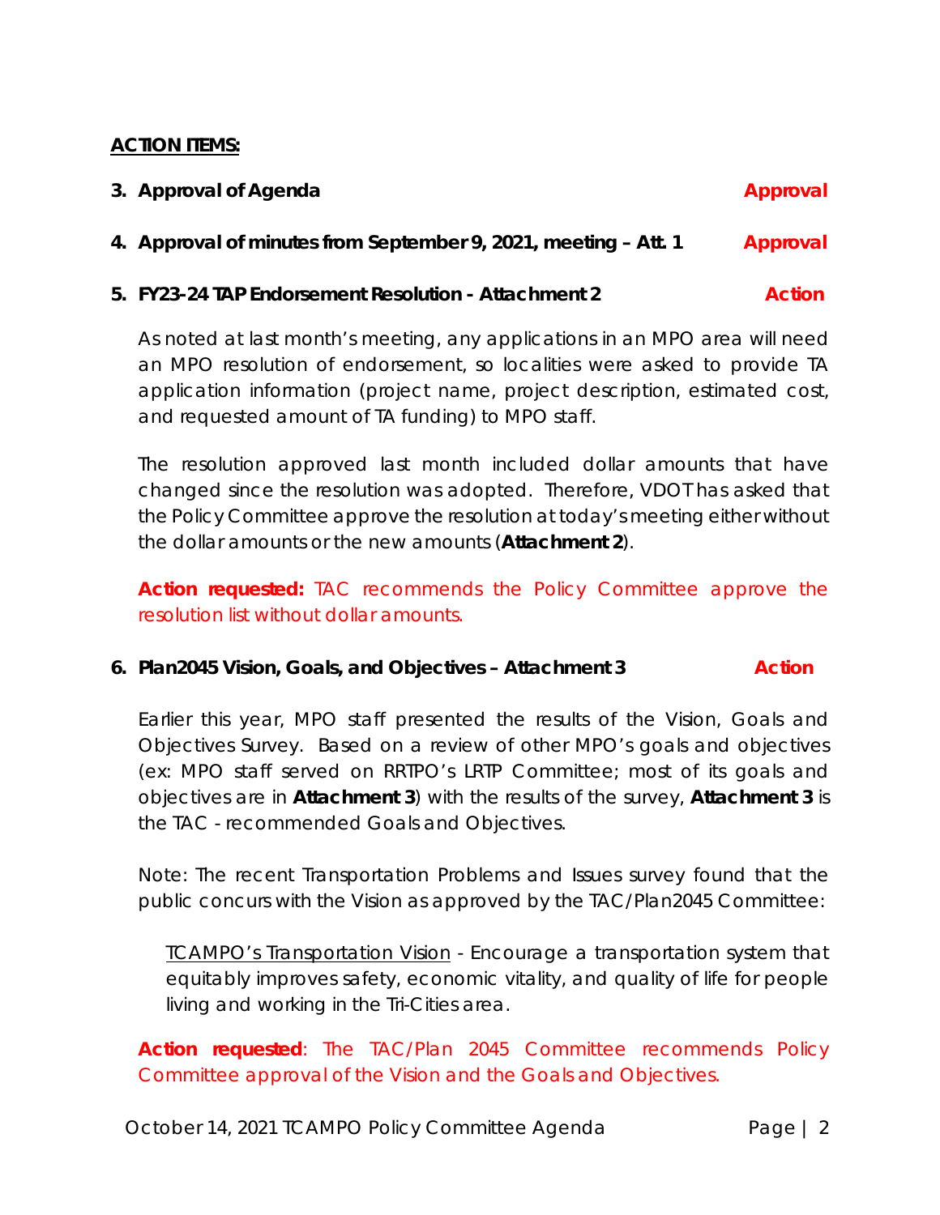**ACTION ITEMS:**

**3. Approval of Agenda** **Approval**

**4. Approval of minutes from September 9, 2021, meeting – Att. 1** **Approval**

**5. FY23-24 TAP Endorsement Resolution - Attachment 2** **Action**

As noted at last month's meeting, any applications in an MPO area will need an MPO resolution of endorsement, so localities were asked to provide TA application information (project name, project description, estimated cost, and requested amount of TA funding) to MPO staff.

The resolution approved last month included dollar amounts that have changed since the resolution was adopted. Therefore, VDOT has asked that the Policy Committee approve the resolution at today's meeting either without the dollar amounts or the new amounts (**Attachment 2**).

**Action requested:** TAC recommends the Policy Committee approve the resolution list without dollar amounts.

**6. Plan2045 Vision, Goals, and Objectives – Attachment 3** **Action**

Earlier this year, MPO staff presented the results of the Vision, Goals and Objectives Survey. Based on a review of other MPO's goals and objectives (ex: MPO staff served on RRTPO's LRTP Committee; most of its goals and objectives are in **Attachment 3**) with the results of the survey, **Attachment 3** is the TAC - recommended Goals and Objectives.

Note: The recent Transportation Problems and Issues survey found that the public concurs with the Vision as approved by the TAC/Plan2045 Committee:

> <u>TCAMPO's Transportation Vision</u> - Encourage a transportation system that equitably improves safety, economic vitality, and quality of life for people living and working in the Tri-Cities area.

**Action requested**: The TAC/Plan 2045 Committee recommends Policy Committee approval of the Vision and the Goals and Objectives.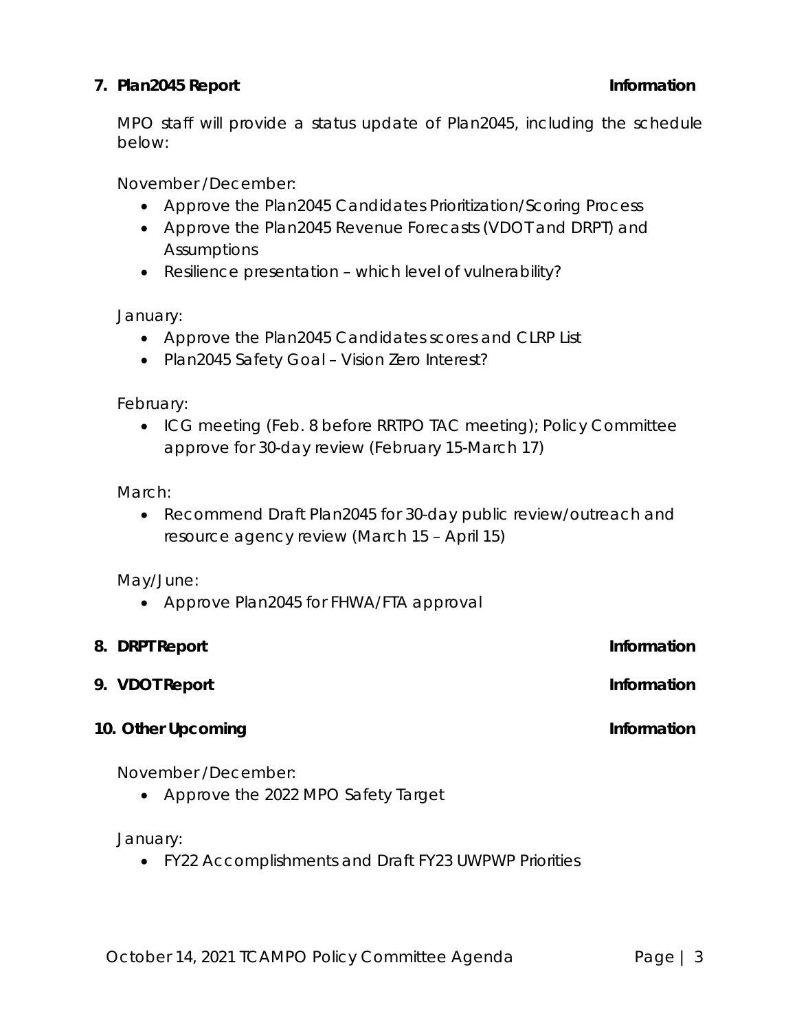**7. Plan2045 Report** **Information**

MPO staff will provide a status update of Plan2045, including the schedule below:

November/December:

- Approve the Plan2045 Candidates Prioritization/Scoring Process
- Approve the Plan2045 Revenue Forecasts (VDOT and DRPT) and Assumptions
- Resilience presentation – which level of vulnerability?

January:

- Approve the Plan2045 Candidates scores and CLRP List
- Plan2045 Safety Goal – Vision Zero Interest?

February:

- ICG meeting (Feb. 8 before RRTPO TAC meeting); Policy Committee approve for 30-day review (February 15-March 17)

March:

- Recommend Draft Plan2045 for 30-day public review/outreach and resource agency review (March 15 – April 15)

May/June:

- Approve Plan2045 for FHWA/FTA approval

**8. DRPT Report** **Information**

**9. VDOT Report** **Information**

**10. Other Upcoming** **Information**

November/December:

- Approve the 2022 MPO Safety Target

January:

- FY22 Accomplishments and Draft FY23 UWPWP Priorities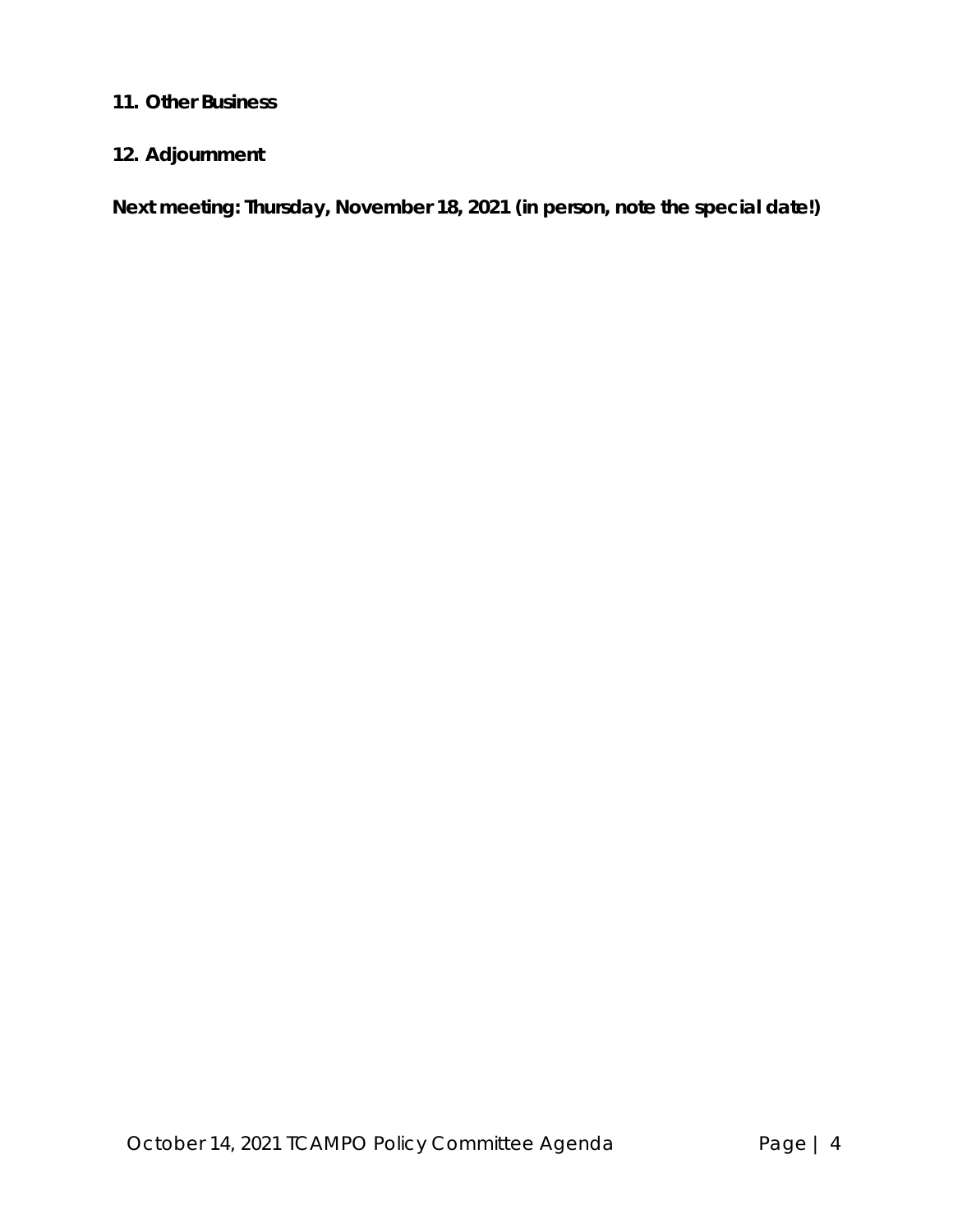**11. Other Business**

**12. Adjournment**

**Next meeting: Thursday, November 18, 2021 (in person, note the special date!)**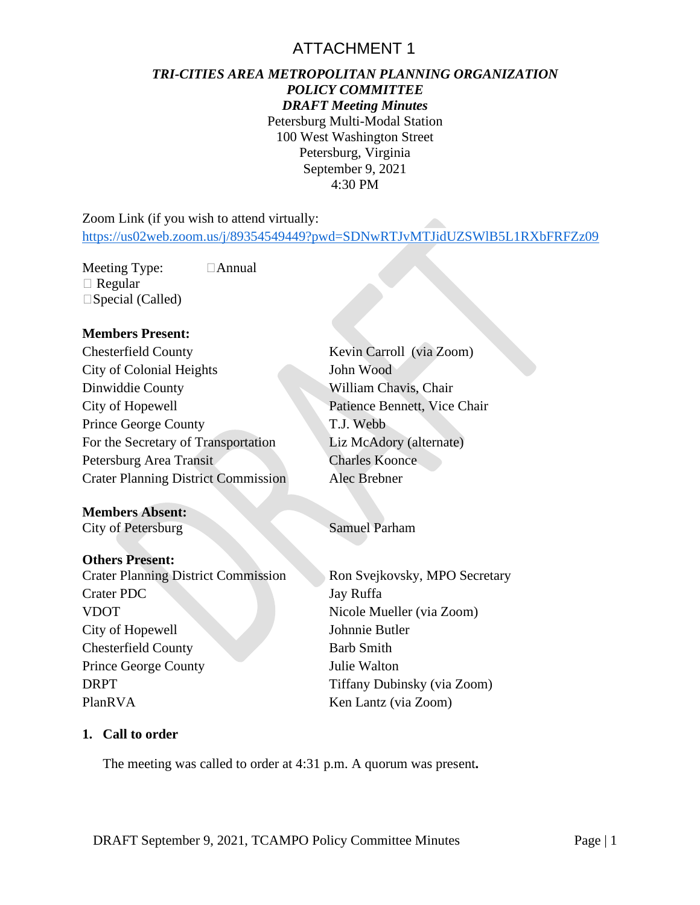# ATTACHMENT 1

***TRI-CITIES AREA METROPOLITAN PLANNING ORGANIZATION***
***POLICY COMMITTEE***
***DRAFT Meeting Minutes***

Petersburg Multi-Modal Station
100 West Washington Street
Petersburg, Virginia
September 9, 2021
4:30 PM

Zoom Link (if you wish to attend virtually:
https://us02web.zoom.us/j/89354549449?pwd=SDNwRTJvMTJidUZSWlB5L1RXbFRFZz09

Meeting Type: ☐Annual
☐ Regular
☐Special (Called)

**Members Present:**

| | |
|---|---|
| Chesterfield County | Kevin Carroll (via Zoom) |
| City of Colonial Heights | John Wood |
| Dinwiddie County | William Chavis, Chair |
| City of Hopewell | Patience Bennett, Vice Chair |
| Prince George County | T.J. Webb |
| For the Secretary of Transportation | Liz McAdory (alternate) |
| Petersburg Area Transit | Charles Koonce |
| Crater Planning District Commission | Alec Brebner |

**Members Absent:**

| | |
|---|---|
| City of Petersburg | Samuel Parham |

**Others Present:**

| | |
|---|---|
| Crater Planning District Commission | Ron Svejkovsky, MPO Secretary |
| Crater PDC | Jay Ruffa |
| VDOT | Nicole Mueller (via Zoom) |
| City of Hopewell | Johnnie Butler |
| Chesterfield County | Barb Smith |
| Prince George County | Julie Walton |
| DRPT | Tiffany Dubinsky (via Zoom) |
| PlanRVA | Ken Lantz (via Zoom) |

**1. Call to order**

The meeting was called to order at 4:31 p.m. A quorum was present**.**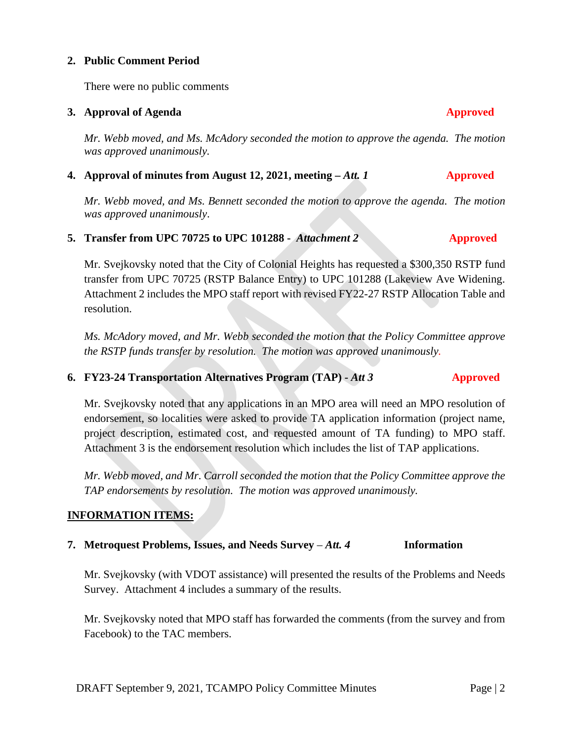**2. Public Comment Period**

There were no public comments

**3. Approval of Agenda** **Approved**

*Mr. Webb moved, and Ms. McAdory seconded the motion to approve the agenda. The motion was approved unanimously.*

**4. Approval of minutes from August 12, 2021, meeting – *Att. 1*** **Approved**

*Mr. Webb moved, and Ms. Bennett seconded the motion to approve the agenda. The motion was approved unanimously.*

**5. Transfer from UPC 70725 to UPC 101288 - *Attachment 2*** **Approved**

Mr. Svejkovsky noted that the City of Colonial Heights has requested a $300,350 RSTP fund transfer from UPC 70725 (RSTP Balance Entry) to UPC 101288 (Lakeview Ave Widening. Attachment 2 includes the MPO staff report with revised FY22-27 RSTP Allocation Table and resolution.

*Ms. McAdory moved, and Mr. Webb seconded the motion that the Policy Committee approve the RSTP funds transfer by resolution. The motion was approved unanimously.*

**6. FY23-24 Transportation Alternatives Program (TAP) - *Att 3*** **Approved**

Mr. Svejkovsky noted that any applications in an MPO area will need an MPO resolution of endorsement, so localities were asked to provide TA application information (project name, project description, estimated cost, and requested amount of TA funding) to MPO staff. Attachment 3 is the endorsement resolution which includes the list of TAP applications.

*Mr. Webb moved, and Mr. Carroll seconded the motion that the Policy Committee approve the TAP endorsements by resolution. The motion was approved unanimously.*

**INFORMATION ITEMS:**

**7. Metroquest Problems, Issues, and Needs Survey – *Att. 4*** **Information**

Mr. Svejkovsky (with VDOT assistance) will presented the results of the Problems and Needs Survey. Attachment 4 includes a summary of the results.

Mr. Svejkovsky noted that MPO staff has forwarded the comments (from the survey and from Facebook) to the TAC members.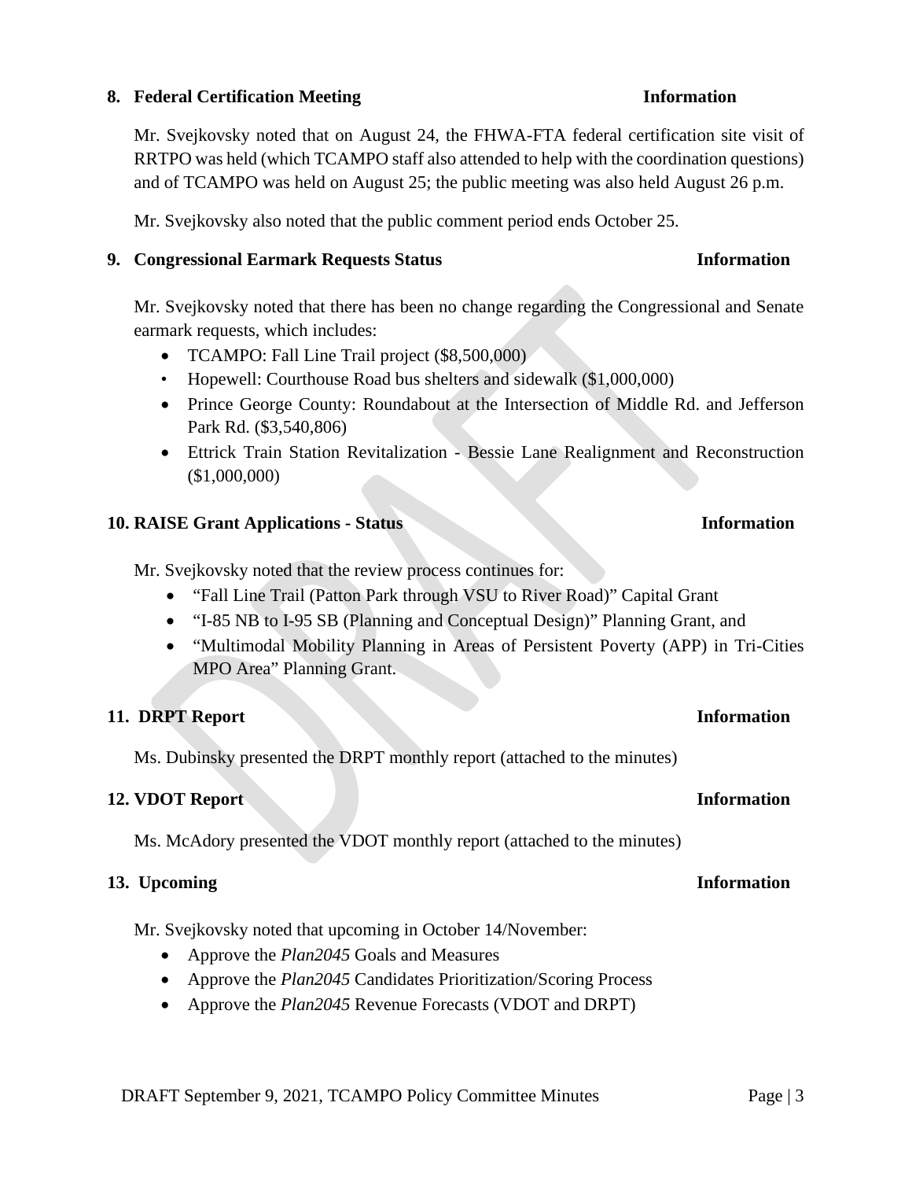### 8. Federal Certification Meeting — Information

Mr. Svejkovsky noted that on August 24, the FHWA-FTA federal certification site visit of RRTPO was held (which TCAMPO staff also attended to help with the coordination questions) and of TCAMPO was held on August 25; the public meeting was also held August 26 p.m.

Mr. Svejkovsky also noted that the public comment period ends October 25.

### 9. Congressional Earmark Requests Status — Information

Mr. Svejkovsky noted that there has been no change regarding the Congressional and Senate earmark requests, which includes:

- TCAMPO: Fall Line Trail project ($8,500,000)
- Hopewell: Courthouse Road bus shelters and sidewalk ($1,000,000)
- Prince George County: Roundabout at the Intersection of Middle Rd. and Jefferson Park Rd. ($3,540,806)
- Ettrick Train Station Revitalization - Bessie Lane Realignment and Reconstruction ($1,000,000)

### 10. RAISE Grant Applications - Status — Information

Mr. Svejkovsky noted that the review process continues for:

- "Fall Line Trail (Patton Park through VSU to River Road)" Capital Grant
- "I-85 NB to I-95 SB (Planning and Conceptual Design)" Planning Grant, and
- "Multimodal Mobility Planning in Areas of Persistent Poverty (APP) in Tri-Cities MPO Area" Planning Grant.

### 11. DRPT Report — Information

Ms. Dubinsky presented the DRPT monthly report (attached to the minutes)

### 12. VDOT Report — Information

Ms. McAdory presented the VDOT monthly report (attached to the minutes)

### 13. Upcoming — Information

Mr. Svejkovsky noted that upcoming in October 14/November:

- Approve the *Plan2045* Goals and Measures
- Approve the *Plan2045* Candidates Prioritization/Scoring Process
- Approve the *Plan2045* Revenue Forecasts (VDOT and DRPT)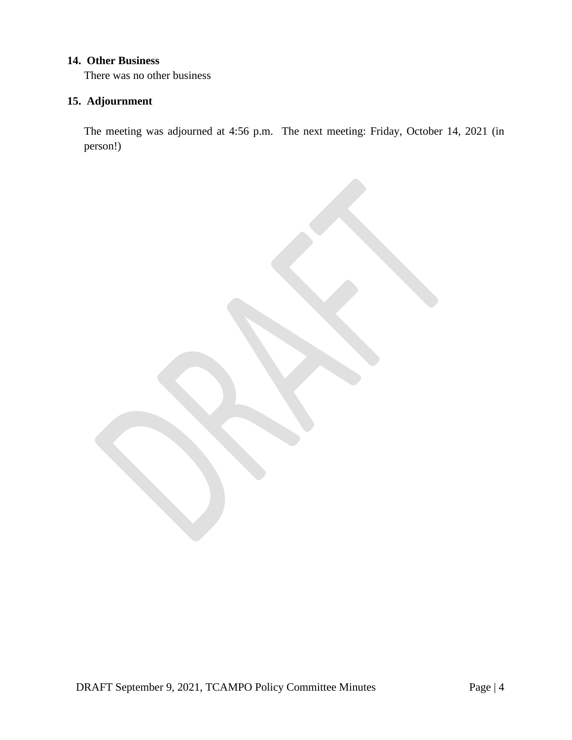**14. Other Business**

There was no other business

**15. Adjournment**

The meeting was adjourned at 4:56 p.m. The next meeting: Friday, October 14, 2021 (in person!)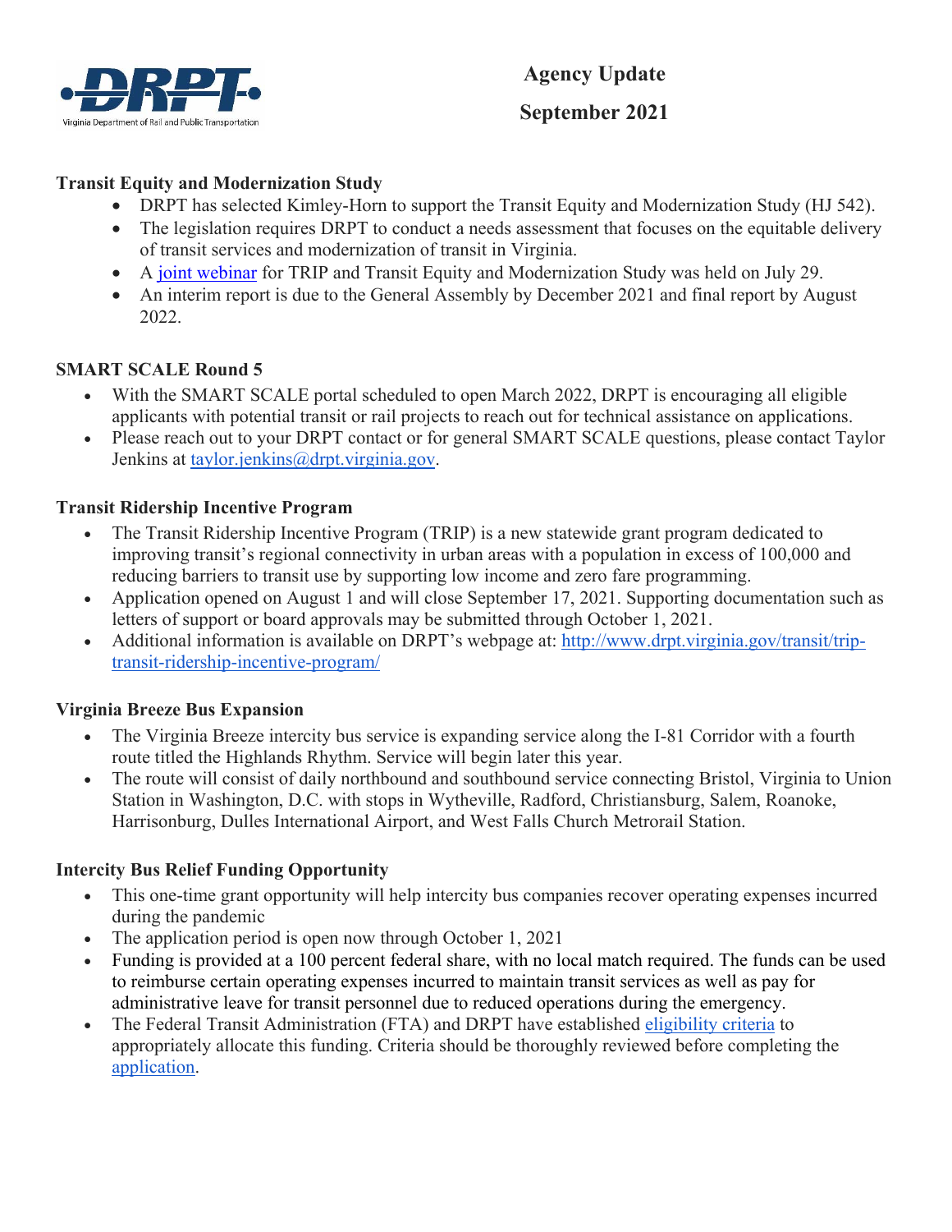DRPT Virginia Department of Rail and Public Transportation

# Agency Update

## September 2021

### Transit Equity and Modernization Study

- DRPT has selected Kimley-Horn to support the Transit Equity and Modernization Study (HJ 542).
- The legislation requires DRPT to conduct a needs assessment that focuses on the equitable delivery of transit services and modernization of transit in Virginia.
- A joint webinar for TRIP and Transit Equity and Modernization Study was held on July 29.
- An interim report is due to the General Assembly by December 2021 and final report by August 2022.

### SMART SCALE Round 5

- With the SMART SCALE portal scheduled to open March 2022, DRPT is encouraging all eligible applicants with potential transit or rail projects to reach out for technical assistance on applications.
- Please reach out to your DRPT contact or for general SMART SCALE questions, please contact Taylor Jenkins at taylor.jenkins@drpt.virginia.gov.

### Transit Ridership Incentive Program

- The Transit Ridership Incentive Program (TRIP) is a new statewide grant program dedicated to improving transit's regional connectivity in urban areas with a population in excess of 100,000 and reducing barriers to transit use by supporting low income and zero fare programming.
- Application opened on August 1 and will close September 17, 2021. Supporting documentation such as letters of support or board approvals may be submitted through October 1, 2021.
- Additional information is available on DRPT's webpage at: http://www.drpt.virginia.gov/transit/trip-transit-ridership-incentive-program/

### Virginia Breeze Bus Expansion

- The Virginia Breeze intercity bus service is expanding service along the I-81 Corridor with a fourth route titled the Highlands Rhythm. Service will begin later this year.
- The route will consist of daily northbound and southbound service connecting Bristol, Virginia to Union Station in Washington, D.C. with stops in Wytheville, Radford, Christiansburg, Salem, Roanoke, Harrisonburg, Dulles International Airport, and West Falls Church Metrorail Station.

### Intercity Bus Relief Funding Opportunity

- This one-time grant opportunity will help intercity bus companies recover operating expenses incurred during the pandemic
- The application period is open now through October 1, 2021
- Funding is provided at a 100 percent federal share, with no local match required. The funds can be used to reimburse certain operating expenses incurred to maintain transit services as well as pay for administrative leave for transit personnel due to reduced operations during the emergency.
- The Federal Transit Administration (FTA) and DRPT have established eligibility criteria to appropriately allocate this funding. Criteria should be thoroughly reviewed before completing the application.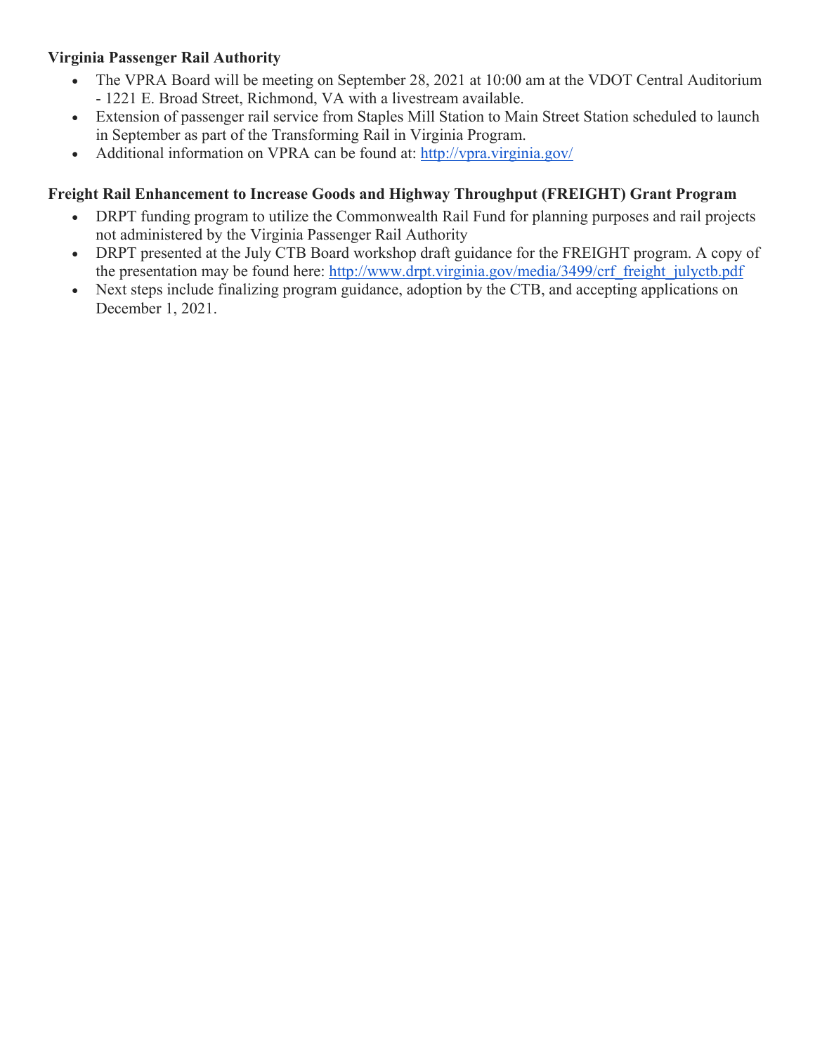**Virginia Passenger Rail Authority**

- The VPRA Board will be meeting on September 28, 2021 at 10:00 am at the VDOT Central Auditorium - 1221 E. Broad Street, Richmond, VA with a livestream available.
- Extension of passenger rail service from Staples Mill Station to Main Street Station scheduled to launch in September as part of the Transforming Rail in Virginia Program.
- Additional information on VPRA can be found at: http://vpra.virginia.gov/

**Freight Rail Enhancement to Increase Goods and Highway Throughput (FREIGHT) Grant Program**

- DRPT funding program to utilize the Commonwealth Rail Fund for planning purposes and rail projects not administered by the Virginia Passenger Rail Authority
- DRPT presented at the July CTB Board workshop draft guidance for the FREIGHT program. A copy of the presentation may be found here: http://www.drpt.virginia.gov/media/3499/crf_freight_julyctb.pdf
- Next steps include finalizing program guidance, adoption by the CTB, and accepting applications on December 1, 2021.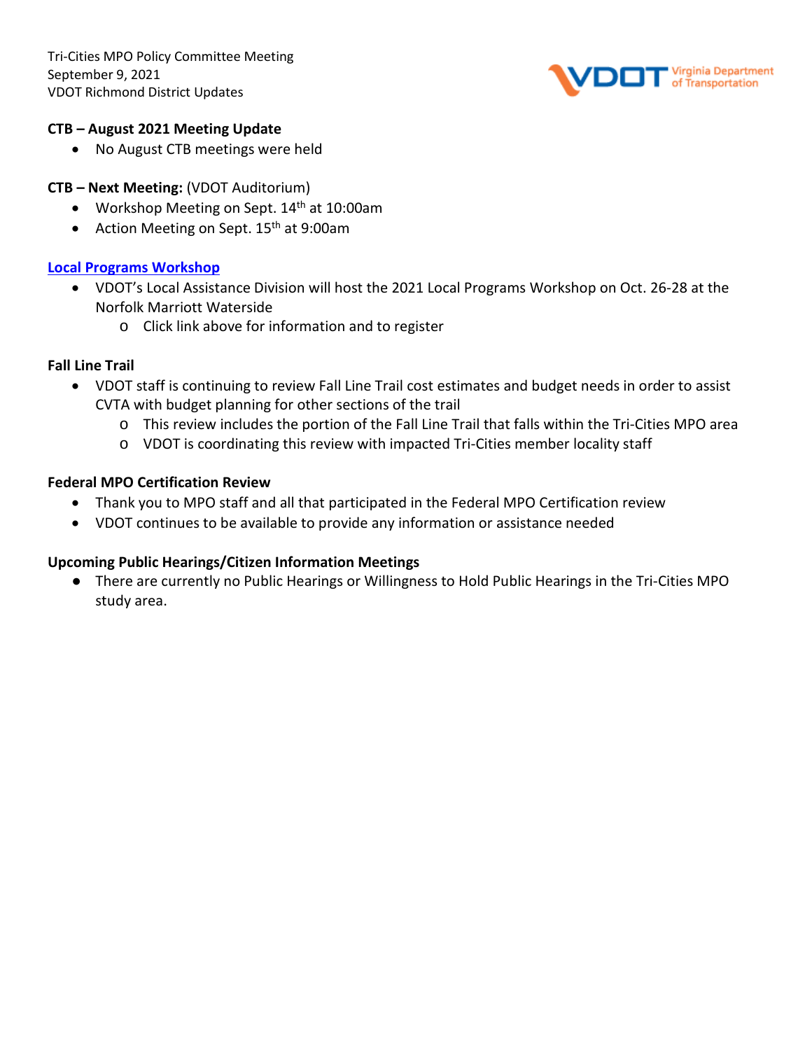Tri-Cities MPO Policy Committee Meeting
September 9, 2021
VDOT Richmond District Updates

**CTB – August 2021 Meeting Update**

- No August CTB meetings were held

**CTB – Next Meeting:** (VDOT Auditorium)

- Workshop Meeting on Sept. 14th at 10:00am
- Action Meeting on Sept. 15th at 9:00am

**Local Programs Workshop**

- VDOT's Local Assistance Division will host the 2021 Local Programs Workshop on Oct. 26-28 at the Norfolk Marriott Waterside
  - Click link above for information and to register

**Fall Line Trail**

- VDOT staff is continuing to review Fall Line Trail cost estimates and budget needs in order to assist CVTA with budget planning for other sections of the trail
  - This review includes the portion of the Fall Line Trail that falls within the Tri-Cities MPO area
  - VDOT is coordinating this review with impacted Tri-Cities member locality staff

**Federal MPO Certification Review**

- Thank you to MPO staff and all that participated in the Federal MPO Certification review
- VDOT continues to be available to provide any information or assistance needed

**Upcoming Public Hearings/Citizen Information Meetings**

- There are currently no Public Hearings or Willingness to Hold Public Hearings in the Tri-Cities MPO study area.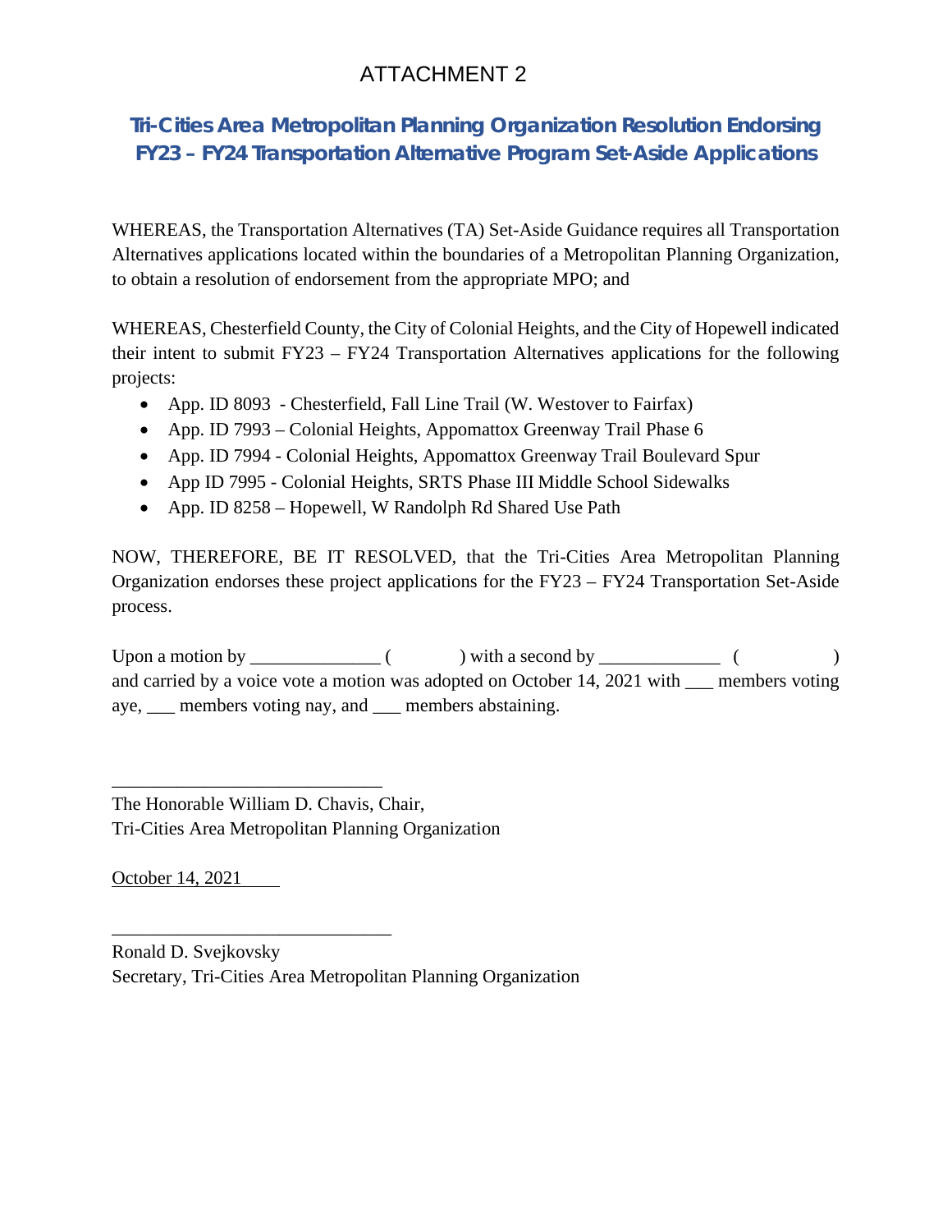# ATTACHMENT 2

## Tri-Cities Area Metropolitan Planning Organization Resolution Endorsing FY23 – FY24 Transportation Alternative Program Set-Aside Applications

WHEREAS, the Transportation Alternatives (TA) Set-Aside Guidance requires all Transportation Alternatives applications located within the boundaries of a Metropolitan Planning Organization, to obtain a resolution of endorsement from the appropriate MPO; and

WHEREAS, Chesterfield County, the City of Colonial Heights, and the City of Hopewell indicated their intent to submit FY23 – FY24 Transportation Alternatives applications for the following projects:

- App. ID 8093 - Chesterfield, Fall Line Trail (W. Westover to Fairfax)
- App. ID 7993 – Colonial Heights, Appomattox Greenway Trail Phase 6
- App. ID 7994 - Colonial Heights, Appomattox Greenway Trail Boulevard Spur
- App ID 7995 - Colonial Heights, SRTS Phase III Middle School Sidewalks
- App. ID 8258 – Hopewell, W Randolph Rd Shared Use Path

NOW, THEREFORE, BE IT RESOLVED, that the Tri-Cities Area Metropolitan Planning Organization endorses these project applications for the FY23 – FY24 Transportation Set-Aside process.

Upon a motion by ______________ (            ) with a second by _____________ (            ) and carried by a voice vote a motion was adopted on October 14, 2021 with ___ members voting aye, ___ members voting nay, and ___ members abstaining.

_____________________________

The Honorable William D. Chavis, Chair,
Tri-Cities Area Metropolitan Planning Organization

October 14, 2021

______________________________

Ronald D. Svejkovsky
Secretary, Tri-Cities Area Metropolitan Planning Organization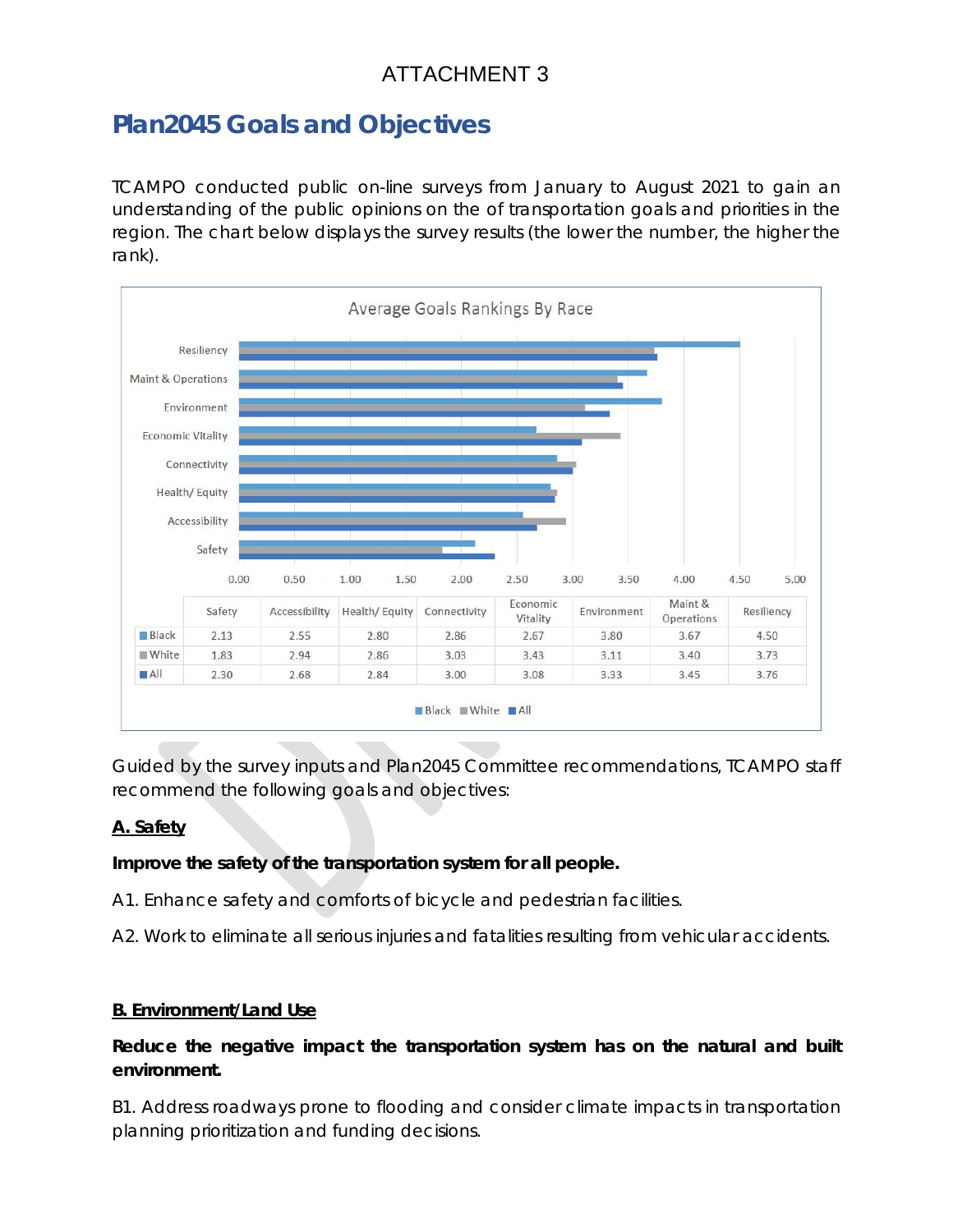ATTACHMENT 3

# Plan2045 Goals and Objectives

TCAMPO conducted public on-line surveys from January to August 2021 to gain an understanding of the public opinions on the of transportation goals and priorities in the region. The chart below displays the survey results (the lower the number, the higher the rank).

Average Goals Rankings By Race

Resiliency
Maint & Operations
Environment
Economic Vitality
Connectivity
Health/ Equity
Accessibility
Safety

0.00 0.50 1.00 1.50 2.00 2.50 3.00 3.50 4.00 4.50 5.00

| | Safety | Accessibility | Health/ Equity | Connectivity | Economic Vitality | Environment | Maint & Operations | Resiliency |
|---|---|---|---|---|---|---|---|---|
| Black | 2.13 | 2.55 | 2.80 | 2.86 | 2.67 | 3.80 | 3.67 | 4.50 |
| White | 1.83 | 2.94 | 2.86 | 3.03 | 3.43 | 3.11 | 3.40 | 3.73 |
| All | 2.30 | 2.68 | 2.84 | 3.00 | 3.08 | 3.33 | 3.45 | 3.76 |

Black White All

Guided by the survey inputs and Plan2045 Committee recommendations, TCAMPO staff recommend the following goals and objectives:

## A. Safety

**Improve the safety of the transportation system for all people.**

A1. Enhance safety and comforts of bicycle and pedestrian facilities.

A2. Work to eliminate all serious injuries and fatalities resulting from vehicular accidents.

## B. Environment/Land Use

**Reduce the negative impact the transportation system has on the natural and built environment.**

B1. Address roadways prone to flooding and consider climate impacts in transportation planning prioritization and funding decisions.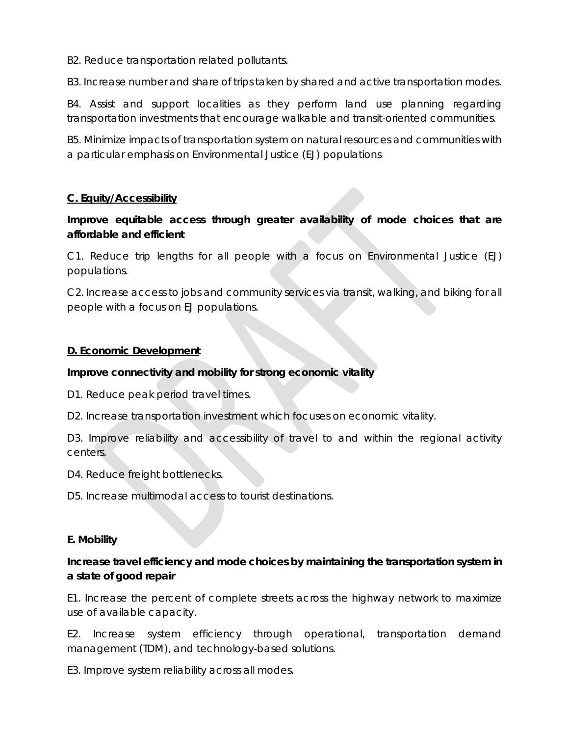B2. Reduce transportation related pollutants.

B3. Increase number and share of trips taken by shared and active transportation modes.

B4. Assist and support localities as they perform land use planning regarding transportation investments that encourage walkable and transit-oriented communities.

B5. Minimize impacts of transportation system on natural resources and communities with a particular emphasis on Environmental Justice (EJ) populations

**C. Equity/Accessibility**

**Improve equitable access through greater availability of mode choices that are affordable and efficient**

C1. Reduce trip lengths for all people with a focus on Environmental Justice (EJ) populations.

C2. Increase access to jobs and community services via transit, walking, and biking for all people with a focus on EJ populations.

**D. Economic Development**

**Improve connectivity and mobility for strong economic vitality**

D1. Reduce peak period travel times.

D2. Increase transportation investment which focuses on economic vitality.

D3. Improve reliability and accessibility of travel to and within the regional activity centers.

D4. Reduce freight bottlenecks.

D5. Increase multimodal access to tourist destinations.

**E. Mobility**

**Increase travel efficiency and mode choices by maintaining the transportation system in a state of good repair**

E1. Increase the percent of complete streets across the highway network to maximize use of available capacity.

E2. Increase system efficiency through operational, transportation demand management (TDM), and technology-based solutions.

E3. Improve system reliability across all modes.